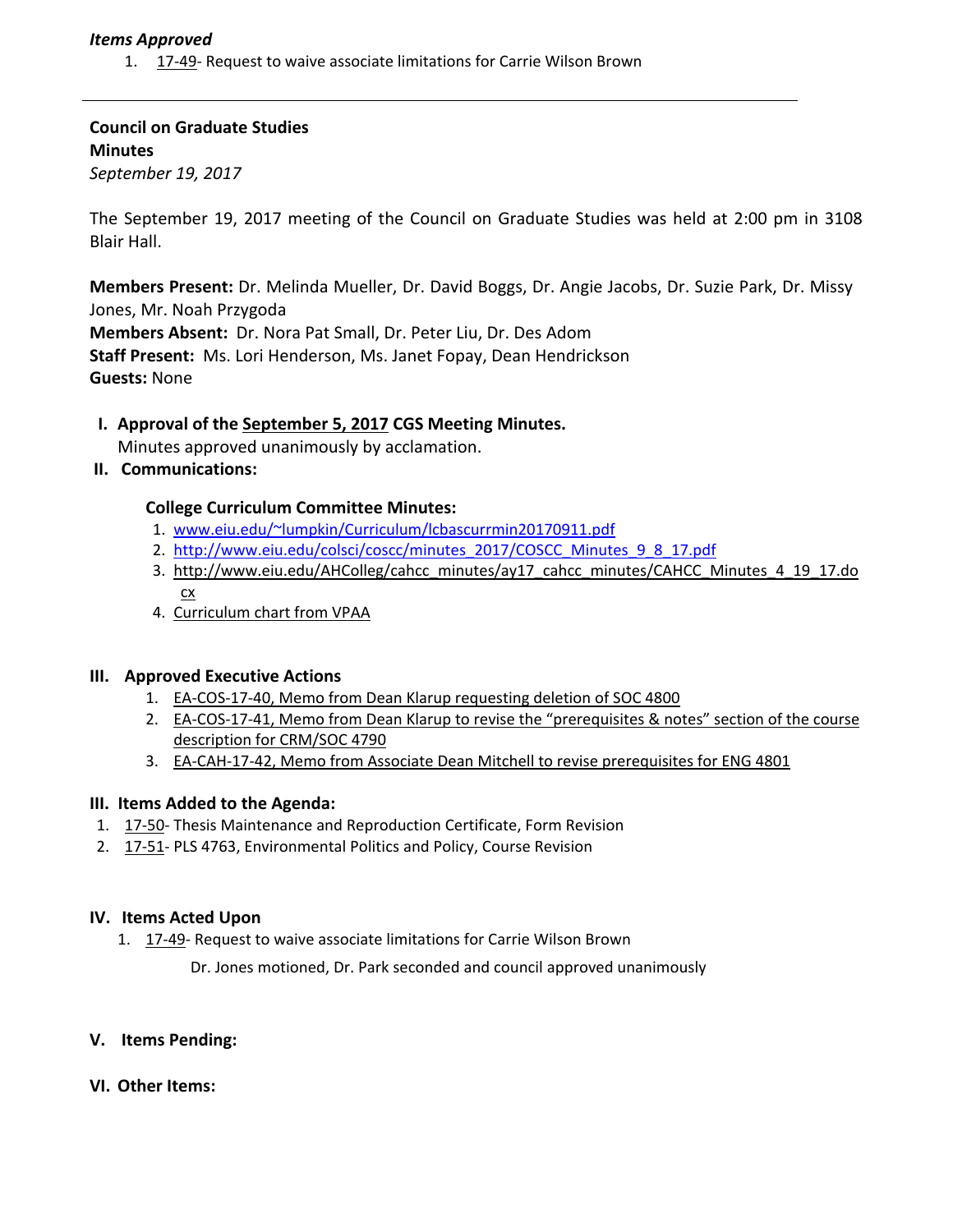***Items Approved***

1. 17-49- Request to waive associate limitations for Carrie Wilson Brown

---

**Council on Graduate Studies**
**Minutes**
*September 19, 2017*

The September 19, 2017 meeting of the Council on Graduate Studies was held at 2:00 pm in 3108 Blair Hall.

**Members Present:** Dr. Melinda Mueller, Dr. David Boggs, Dr. Angie Jacobs, Dr. Suzie Park, Dr. Missy Jones, Mr. Noah Przygoda
**Members Absent:** Dr. Nora Pat Small, Dr. Peter Liu, Dr. Des Adom
**Staff Present:** Ms. Lori Henderson, Ms. Janet Fopay, Dean Hendrickson
**Guests:** None

**I. Approval of the September 5, 2017 CGS Meeting Minutes.**
Minutes approved unanimously by acclamation.

**II. Communications:**

**College Curriculum Committee Minutes:**

1. www.eiu.edu/~lumpkin/Curriculum/lcbascurrmin20170911.pdf
2. http://www.eiu.edu/colsci/coscc/minutes_2017/COSCC_Minutes_9_8_17.pdf
3. http://www.eiu.edu/AHColleg/cahcc_minutes/ay17_cahcc_minutes/CAHCC_Minutes_4_19_17.docx
4. Curriculum chart from VPAA

**III. Approved Executive Actions**

1. EA-COS-17-40, Memo from Dean Klarup requesting deletion of SOC 4800
2. EA-COS-17-41, Memo from Dean Klarup to revise the "prerequisites & notes" section of the course description for CRM/SOC 4790
3. EA-CAH-17-42, Memo from Associate Dean Mitchell to revise prerequisites for ENG 4801

**III. Items Added to the Agenda:**

1. 17-50- Thesis Maintenance and Reproduction Certificate, Form Revision
2. 17-51- PLS 4763, Environmental Politics and Policy, Course Revision

**IV. Items Acted Upon**

1. 17-49- Request to waive associate limitations for Carrie Wilson Brown

   Dr. Jones motioned, Dr. Park seconded and council approved unanimously

**V. Items Pending:**

**VI. Other Items:**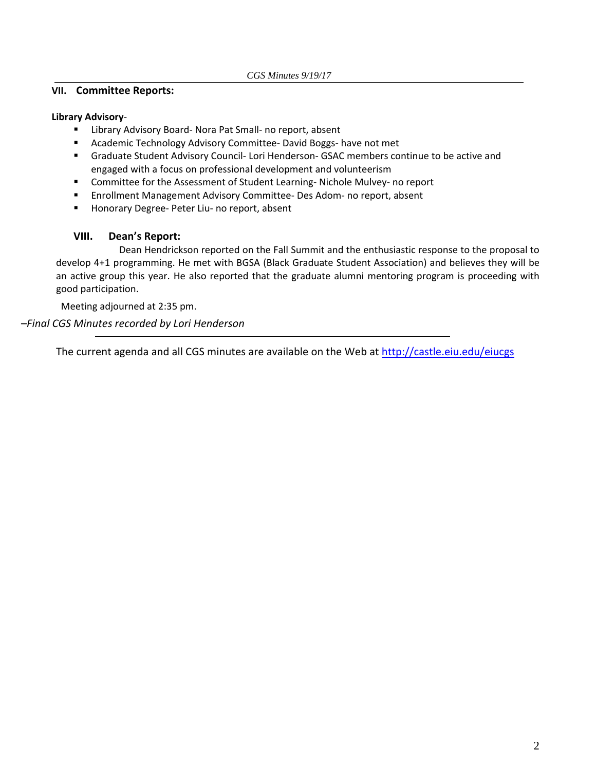## VII. Committee Reports:

**Library Advisory**-

- Library Advisory Board- Nora Pat Small- no report, absent
- Academic Technology Advisory Committee- David Boggs- have not met
- Graduate Student Advisory Council- Lori Henderson- GSAC members continue to be active and engaged with a focus on professional development and volunteerism
- Committee for the Assessment of Student Learning- Nichole Mulvey- no report
- Enrollment Management Advisory Committee- Des Adom- no report, absent
- Honorary Degree- Peter Liu- no report, absent

## VIII. Dean's Report:

Dean Hendrickson reported on the Fall Summit and the enthusiastic response to the proposal to develop 4+1 programming. He met with BGSA (Black Graduate Student Association) and believes they will be an active group this year. He also reported that the graduate alumni mentoring program is proceeding with good participation.

Meeting adjourned at 2:35 pm.

*–Final CGS Minutes recorded by Lori Henderson*

---

The current agenda and all CGS minutes are available on the Web at [http://castle.eiu.edu/eiucgs](http://castle.eiu.edu/eiucgs)